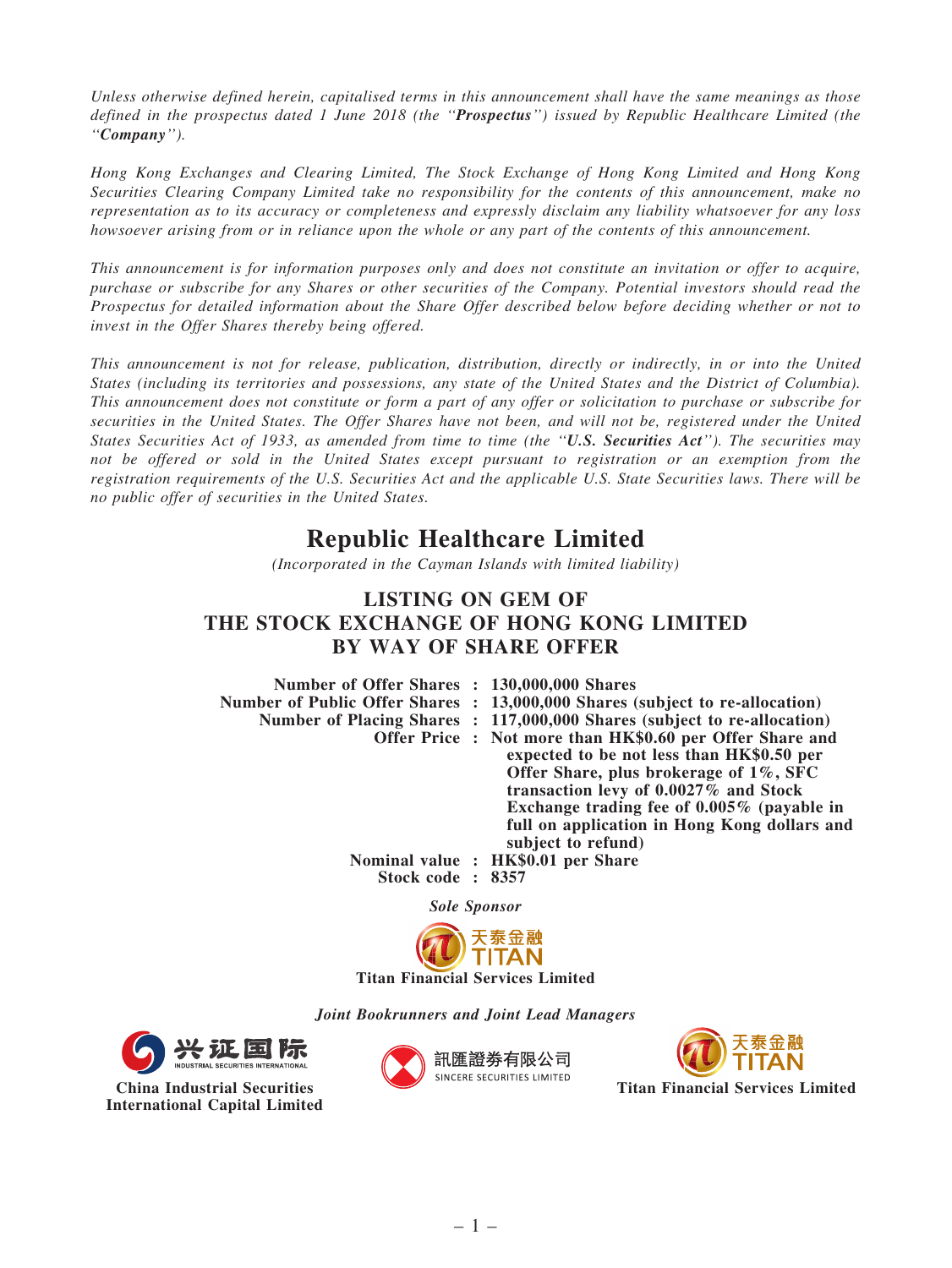*Unless otherwise defined herein, capitalised terms in this announcement shall have the same meanings as those defined in the prospectus dated 1 June 2018 (the "**Prospectus**") issued by Republic Healthcare Limited (the "**Company**").*

*Hong Kong Exchanges and Clearing Limited, The Stock Exchange of Hong Kong Limited and Hong Kong Securities Clearing Company Limited take no responsibility for the contents of this announcement, make no representation as to its accuracy or completeness and expressly disclaim any liability whatsoever for any loss howsoever arising from or in reliance upon the whole or any part of the contents of this announcement.*

*This announcement is for information purposes only and does not constitute an invitation or offer to acquire, purchase or subscribe for any Shares or other securities of the Company. Potential investors should read the Prospectus for detailed information about the Share Offer described below before deciding whether or not to invest in the Offer Shares thereby being offered.*

*This announcement is not for release, publication, distribution, directly or indirectly, in or into the United States (including its territories and possessions, any state of the United States and the District of Columbia). This announcement does not constitute or form a part of any offer or solicitation to purchase or subscribe for securities in the United States. The Offer Shares have not been, and will not be, registered under the United States Securities Act of 1933, as amended from time to time (the "**U.S. Securities Act**"). The securities may not be offered or sold in the United States except pursuant to registration or an exemption from the registration requirements of the U.S. Securities Act and the applicable U.S. State Securities laws. There will be no public offer of securities in the United States.*

# Republic Healthcare Limited

*(Incorporated in the Cayman Islands with limited liability)*

## LISTING ON GEM OF THE STOCK EXCHANGE OF HONG KONG LIMITED BY WAY OF SHARE OFFER

| | | |
|---|---|---|
| **Number of Offer Shares** | : | **130,000,000 Shares** |
| **Number of Public Offer Shares** | : | **13,000,000 Shares (subject to re-allocation)** |
| **Number of Placing Shares** | : | **117,000,000 Shares (subject to re-allocation)** |
| **Offer Price** | : | **Not more than HK$0.60 per Offer Share and expected to be not less than HK$0.50 per Offer Share, plus brokerage of 1%, SFC transaction levy of 0.0027% and Stock Exchange trading fee of 0.005% (payable in full on application in Hong Kong dollars and subject to refund)** |
| **Nominal value** | : | **HK$0.01 per Share** |
| **Stock code** | : | **8357** |

***Sole Sponsor***

天泰金融 TITAN

**Titan Financial Services Limited**

***Joint Bookrunners and Joint Lead Managers***

兴证国际 INDUSTRIAL SECURITIES INTERNATIONAL

**China Industrial Securities International Capital Limited**

訊匯證券有限公司 SINCERE SECURITIES LIMITED

天泰金融 TITAN

**Titan Financial Services Limited**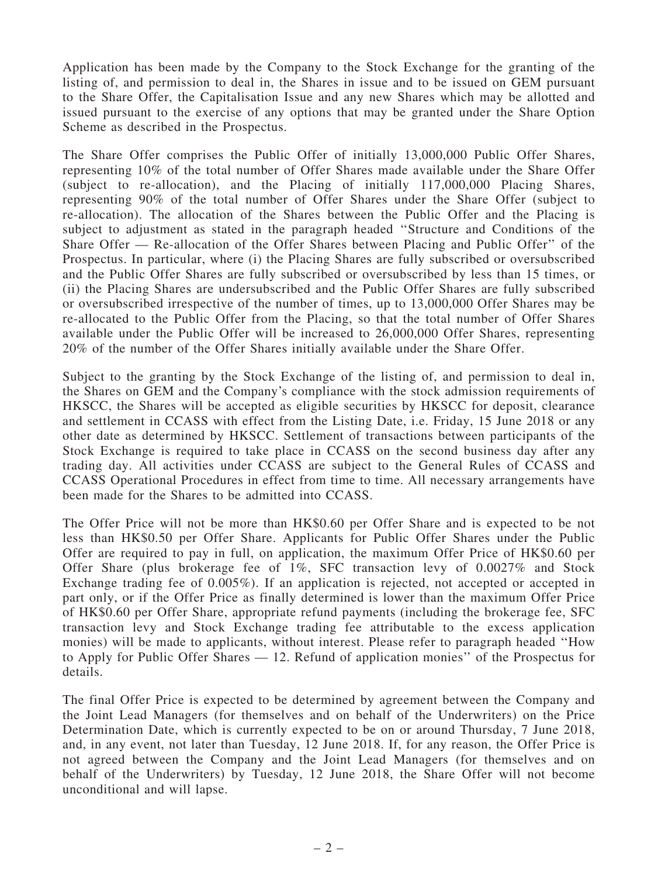Application has been made by the Company to the Stock Exchange for the granting of the listing of, and permission to deal in, the Shares in issue and to be issued on GEM pursuant to the Share Offer, the Capitalisation Issue and any new Shares which may be allotted and issued pursuant to the exercise of any options that may be granted under the Share Option Scheme as described in the Prospectus.

The Share Offer comprises the Public Offer of initially 13,000,000 Public Offer Shares, representing 10% of the total number of Offer Shares made available under the Share Offer (subject to re-allocation), and the Placing of initially 117,000,000 Placing Shares, representing 90% of the total number of Offer Shares under the Share Offer (subject to re-allocation). The allocation of the Shares between the Public Offer and the Placing is subject to adjustment as stated in the paragraph headed ''Structure and Conditions of the Share Offer — Re-allocation of the Offer Shares between Placing and Public Offer'' of the Prospectus. In particular, where (i) the Placing Shares are fully subscribed or oversubscribed and the Public Offer Shares are fully subscribed or oversubscribed by less than 15 times, or (ii) the Placing Shares are undersubscribed and the Public Offer Shares are fully subscribed or oversubscribed irrespective of the number of times, up to 13,000,000 Offer Shares may be re-allocated to the Public Offer from the Placing, so that the total number of Offer Shares available under the Public Offer will be increased to 26,000,000 Offer Shares, representing 20% of the number of the Offer Shares initially available under the Share Offer.

Subject to the granting by the Stock Exchange of the listing of, and permission to deal in, the Shares on GEM and the Company's compliance with the stock admission requirements of HKSCC, the Shares will be accepted as eligible securities by HKSCC for deposit, clearance and settlement in CCASS with effect from the Listing Date, i.e. Friday, 15 June 2018 or any other date as determined by HKSCC. Settlement of transactions between participants of the Stock Exchange is required to take place in CCASS on the second business day after any trading day. All activities under CCASS are subject to the General Rules of CCASS and CCASS Operational Procedures in effect from time to time. All necessary arrangements have been made for the Shares to be admitted into CCASS.

The Offer Price will not be more than HK$0.60 per Offer Share and is expected to be not less than HK$0.50 per Offer Share. Applicants for Public Offer Shares under the Public Offer are required to pay in full, on application, the maximum Offer Price of HK$0.60 per Offer Share (plus brokerage fee of 1%, SFC transaction levy of 0.0027% and Stock Exchange trading fee of 0.005%). If an application is rejected, not accepted or accepted in part only, or if the Offer Price as finally determined is lower than the maximum Offer Price of HK$0.60 per Offer Share, appropriate refund payments (including the brokerage fee, SFC transaction levy and Stock Exchange trading fee attributable to the excess application monies) will be made to applicants, without interest. Please refer to paragraph headed ''How to Apply for Public Offer Shares — 12. Refund of application monies'' of the Prospectus for details.

The final Offer Price is expected to be determined by agreement between the Company and the Joint Lead Managers (for themselves and on behalf of the Underwriters) on the Price Determination Date, which is currently expected to be on or around Thursday, 7 June 2018, and, in any event, not later than Tuesday, 12 June 2018. If, for any reason, the Offer Price is not agreed between the Company and the Joint Lead Managers (for themselves and on behalf of the Underwriters) by Tuesday, 12 June 2018, the Share Offer will not become unconditional and will lapse.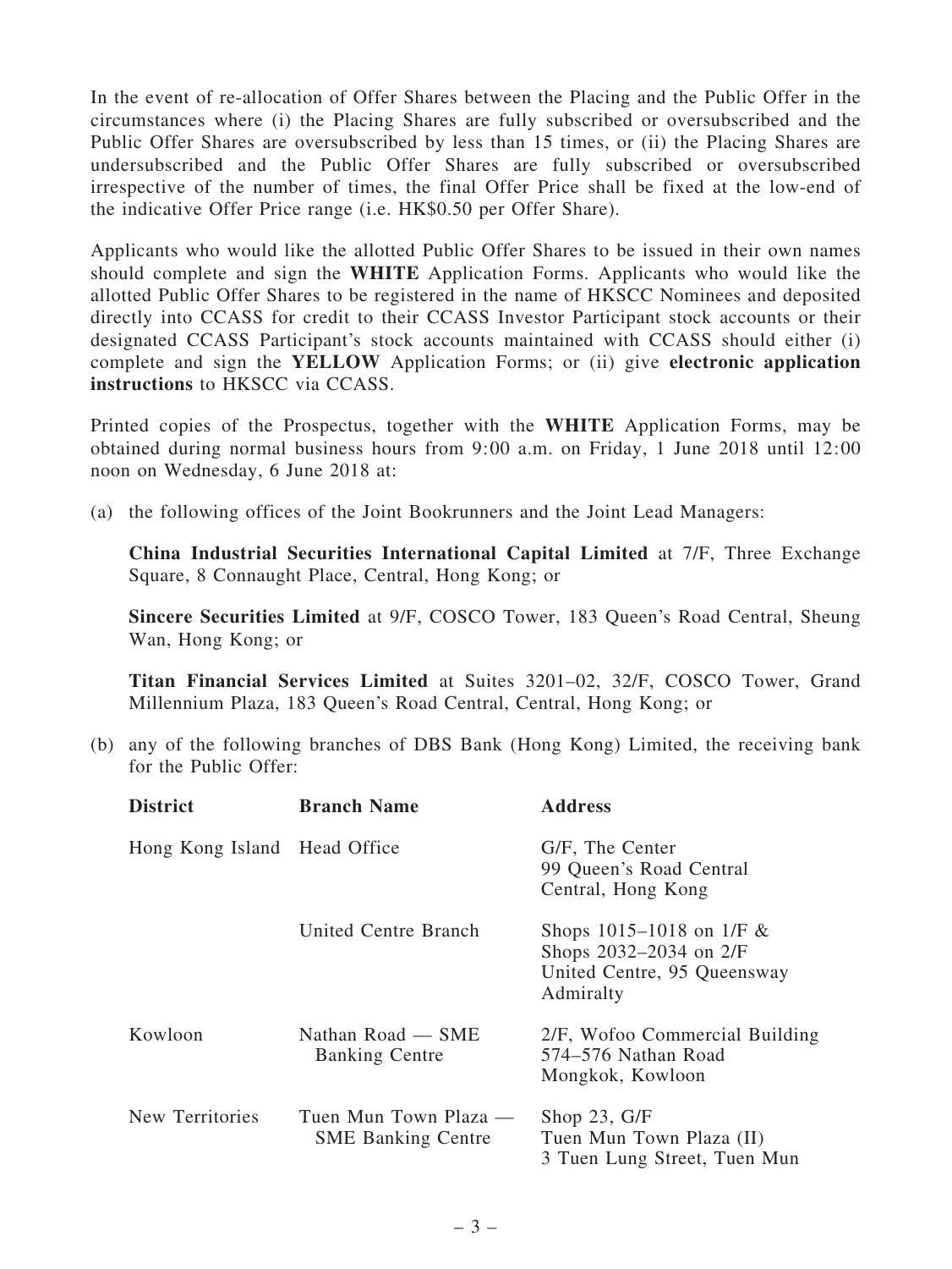In the event of re-allocation of Offer Shares between the Placing and the Public Offer in the circumstances where (i) the Placing Shares are fully subscribed or oversubscribed and the Public Offer Shares are oversubscribed by less than 15 times, or (ii) the Placing Shares are undersubscribed and the Public Offer Shares are fully subscribed or oversubscribed irrespective of the number of times, the final Offer Price shall be fixed at the low-end of the indicative Offer Price range (i.e. HK$0.50 per Offer Share).

Applicants who would like the allotted Public Offer Shares to be issued in their own names should complete and sign the **WHITE** Application Forms. Applicants who would like the allotted Public Offer Shares to be registered in the name of HKSCC Nominees and deposited directly into CCASS for credit to their CCASS Investor Participant stock accounts or their designated CCASS Participant's stock accounts maintained with CCASS should either (i) complete and sign the **YELLOW** Application Forms; or (ii) give **electronic application instructions** to HKSCC via CCASS.

Printed copies of the Prospectus, together with the **WHITE** Application Forms, may be obtained during normal business hours from 9:00 a.m. on Friday, 1 June 2018 until 12:00 noon on Wednesday, 6 June 2018 at:

(a) the following offices of the Joint Bookrunners and the Joint Lead Managers:

**China Industrial Securities International Capital Limited** at 7/F, Three Exchange Square, 8 Connaught Place, Central, Hong Kong; or

**Sincere Securities Limited** at 9/F, COSCO Tower, 183 Queen's Road Central, Sheung Wan, Hong Kong; or

**Titan Financial Services Limited** at Suites 3201–02, 32/F, COSCO Tower, Grand Millennium Plaza, 183 Queen's Road Central, Central, Hong Kong; or

(b) any of the following branches of DBS Bank (Hong Kong) Limited, the receiving bank for the Public Offer:

| **District** | **Branch Name** | **Address** |
|---|---|---|
| Hong Kong Island | Head Office | G/F, The Center 99 Queen's Road Central Central, Hong Kong |
| | United Centre Branch | Shops 1015–1018 on 1/F & Shops 2032–2034 on 2/F United Centre, 95 Queensway Admiralty |
| Kowloon | Nathan Road — SME Banking Centre | 2/F, Wofoo Commercial Building 574–576 Nathan Road Mongkok, Kowloon |
| New Territories | Tuen Mun Town Plaza — SME Banking Centre | Shop 23, G/F Tuen Mun Town Plaza (II) 3 Tuen Lung Street, Tuen Mun |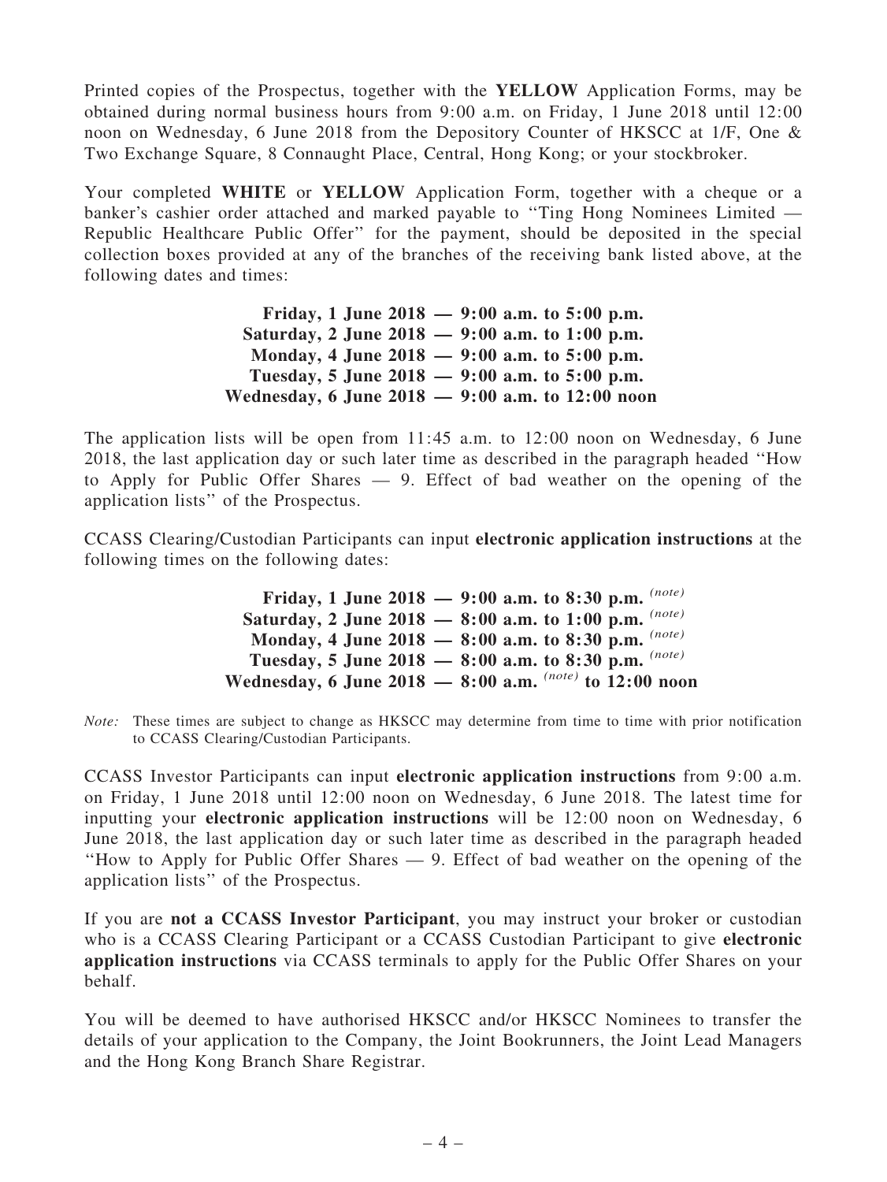Printed copies of the Prospectus, together with the **YELLOW** Application Forms, may be obtained during normal business hours from 9:00 a.m. on Friday, 1 June 2018 until 12:00 noon on Wednesday, 6 June 2018 from the Depository Counter of HKSCC at 1/F, One & Two Exchange Square, 8 Connaught Place, Central, Hong Kong; or your stockbroker.

Your completed **WHITE** or **YELLOW** Application Form, together with a cheque or a banker's cashier order attached and marked payable to ''Ting Hong Nominees Limited — Republic Healthcare Public Offer'' for the payment, should be deposited in the special collection boxes provided at any of the branches of the receiving bank listed above, at the following dates and times:

**Friday, 1 June 2018 — 9:00 a.m. to 5:00 p.m.**
**Saturday, 2 June 2018 — 9:00 a.m. to 1:00 p.m.**
**Monday, 4 June 2018 — 9:00 a.m. to 5:00 p.m.**
**Tuesday, 5 June 2018 — 9:00 a.m. to 5:00 p.m.**
**Wednesday, 6 June 2018 — 9:00 a.m. to 12:00 noon**

The application lists will be open from 11:45 a.m. to 12:00 noon on Wednesday, 6 June 2018, the last application day or such later time as described in the paragraph headed ''How to Apply for Public Offer Shares — 9. Effect of bad weather on the opening of the application lists'' of the Prospectus.

CCASS Clearing/Custodian Participants can input **electronic application instructions** at the following times on the following dates:

**Friday, 1 June 2018 — 9:00 a.m. to 8:30 p.m.** *(note)*
**Saturday, 2 June 2018 — 8:00 a.m. to 1:00 p.m.** *(note)*
**Monday, 4 June 2018 — 8:00 a.m. to 8:30 p.m.** *(note)*
**Tuesday, 5 June 2018 — 8:00 a.m. to 8:30 p.m.** *(note)*
**Wednesday, 6 June 2018 — 8:00 a.m.** *(note)* **to 12:00 noon**

*Note:* These times are subject to change as HKSCC may determine from time to time with prior notification to CCASS Clearing/Custodian Participants.

CCASS Investor Participants can input **electronic application instructions** from 9:00 a.m. on Friday, 1 June 2018 until 12:00 noon on Wednesday, 6 June 2018. The latest time for inputting your **electronic application instructions** will be 12:00 noon on Wednesday, 6 June 2018, the last application day or such later time as described in the paragraph headed ''How to Apply for Public Offer Shares — 9. Effect of bad weather on the opening of the application lists'' of the Prospectus.

If you are **not a CCASS Investor Participant**, you may instruct your broker or custodian who is a CCASS Clearing Participant or a CCASS Custodian Participant to give **electronic application instructions** via CCASS terminals to apply for the Public Offer Shares on your behalf.

You will be deemed to have authorised HKSCC and/or HKSCC Nominees to transfer the details of your application to the Company, the Joint Bookrunners, the Joint Lead Managers and the Hong Kong Branch Share Registrar.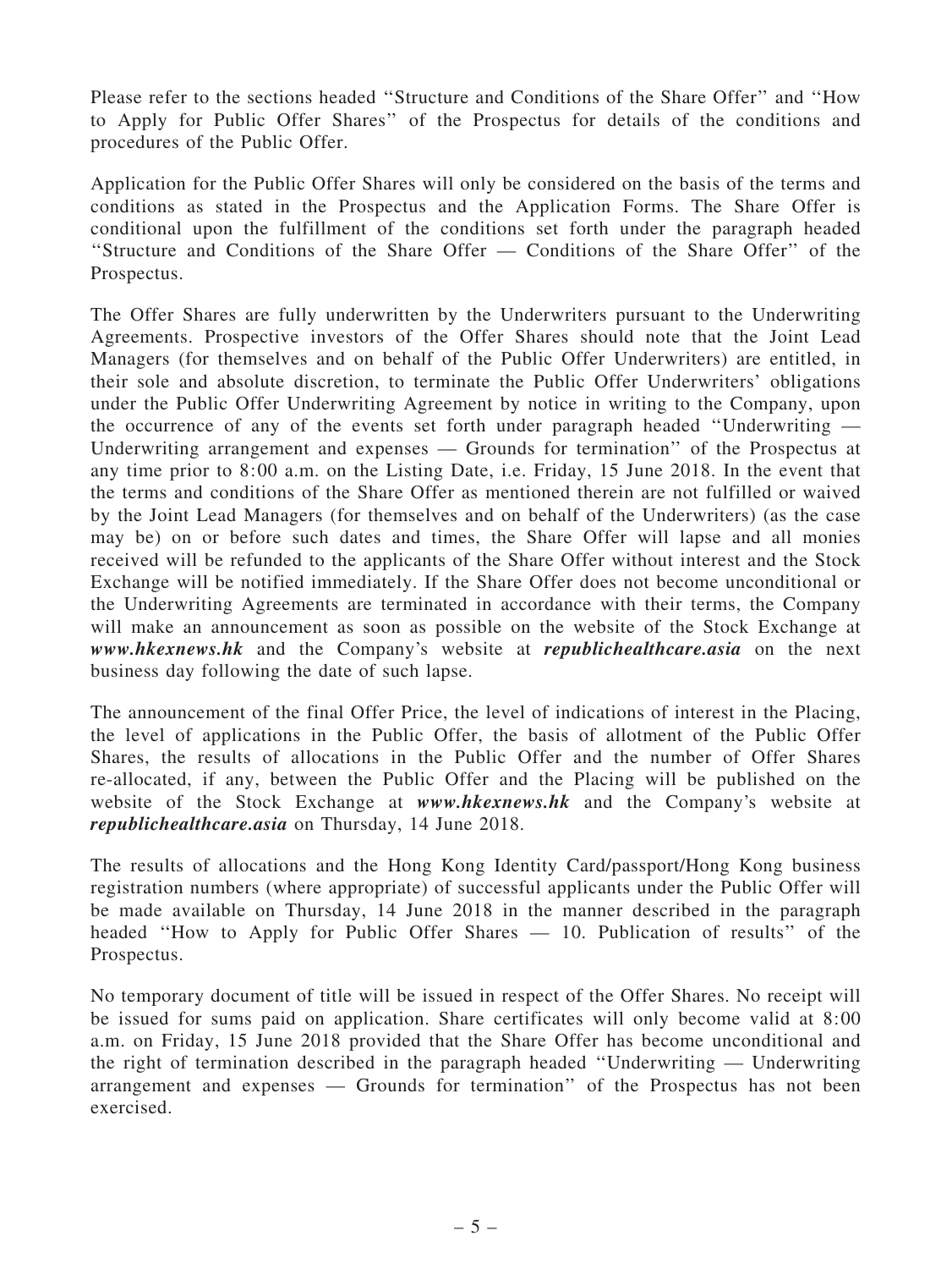Please refer to the sections headed ''Structure and Conditions of the Share Offer'' and ''How to Apply for Public Offer Shares'' of the Prospectus for details of the conditions and procedures of the Public Offer.

Application for the Public Offer Shares will only be considered on the basis of the terms and conditions as stated in the Prospectus and the Application Forms. The Share Offer is conditional upon the fulfillment of the conditions set forth under the paragraph headed ''Structure and Conditions of the Share Offer — Conditions of the Share Offer'' of the Prospectus.

The Offer Shares are fully underwritten by the Underwriters pursuant to the Underwriting Agreements. Prospective investors of the Offer Shares should note that the Joint Lead Managers (for themselves and on behalf of the Public Offer Underwriters) are entitled, in their sole and absolute discretion, to terminate the Public Offer Underwriters' obligations under the Public Offer Underwriting Agreement by notice in writing to the Company, upon the occurrence of any of the events set forth under paragraph headed ''Underwriting — Underwriting arrangement and expenses — Grounds for termination'' of the Prospectus at any time prior to 8:00 a.m. on the Listing Date, i.e. Friday, 15 June 2018. In the event that the terms and conditions of the Share Offer as mentioned therein are not fulfilled or waived by the Joint Lead Managers (for themselves and on behalf of the Underwriters) (as the case may be) on or before such dates and times, the Share Offer will lapse and all monies received will be refunded to the applicants of the Share Offer without interest and the Stock Exchange will be notified immediately. If the Share Offer does not become unconditional or the Underwriting Agreements are terminated in accordance with their terms, the Company will make an announcement as soon as possible on the website of the Stock Exchange at ***www.hkexnews.hk*** and the Company's website at ***republichealthcare.asia*** on the next business day following the date of such lapse.

The announcement of the final Offer Price, the level of indications of interest in the Placing, the level of applications in the Public Offer, the basis of allotment of the Public Offer Shares, the results of allocations in the Public Offer and the number of Offer Shares re-allocated, if any, between the Public Offer and the Placing will be published on the website of the Stock Exchange at ***www.hkexnews.hk*** and the Company's website at ***republichealthcare.asia*** on Thursday, 14 June 2018.

The results of allocations and the Hong Kong Identity Card/passport/Hong Kong business registration numbers (where appropriate) of successful applicants under the Public Offer will be made available on Thursday, 14 June 2018 in the manner described in the paragraph headed ''How to Apply for Public Offer Shares — 10. Publication of results'' of the Prospectus.

No temporary document of title will be issued in respect of the Offer Shares. No receipt will be issued for sums paid on application. Share certificates will only become valid at 8:00 a.m. on Friday, 15 June 2018 provided that the Share Offer has become unconditional and the right of termination described in the paragraph headed ''Underwriting — Underwriting arrangement and expenses — Grounds for termination'' of the Prospectus has not been exercised.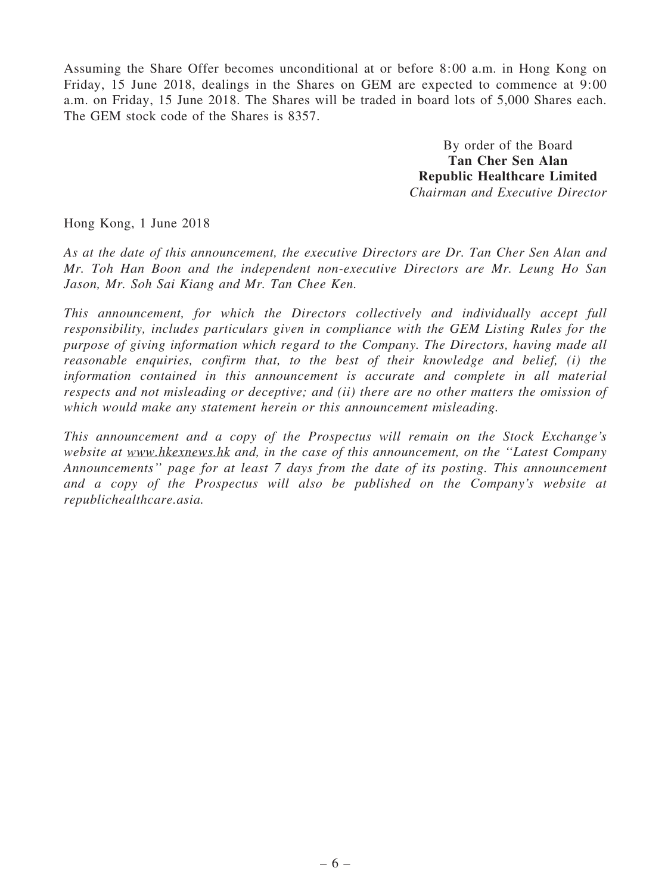Assuming the Share Offer becomes unconditional at or before 8:00 a.m. in Hong Kong on Friday, 15 June 2018, dealings in the Shares on GEM are expected to commence at 9:00 a.m. on Friday, 15 June 2018. The Shares will be traded in board lots of 5,000 Shares each. The GEM stock code of the Shares is 8357.

By order of the Board
**Tan Cher Sen Alan**
**Republic Healthcare Limited**
*Chairman and Executive Director*

Hong Kong, 1 June 2018

*As at the date of this announcement, the executive Directors are Dr. Tan Cher Sen Alan and Mr. Toh Han Boon and the independent non-executive Directors are Mr. Leung Ho San Jason, Mr. Soh Sai Kiang and Mr. Tan Chee Ken.*

*This announcement, for which the Directors collectively and individually accept full responsibility, includes particulars given in compliance with the GEM Listing Rules for the purpose of giving information which regard to the Company. The Directors, having made all reasonable enquiries, confirm that, to the best of their knowledge and belief, (i) the information contained in this announcement is accurate and complete in all material respects and not misleading or deceptive; and (ii) there are no other matters the omission of which would make any statement herein or this announcement misleading.*

*This announcement and a copy of the Prospectus will remain on the Stock Exchange's website at www.hkexnews.hk and, in the case of this announcement, on the "Latest Company Announcements" page for at least 7 days from the date of its posting. This announcement and a copy of the Prospectus will also be published on the Company's website at republichealthcare.asia.*